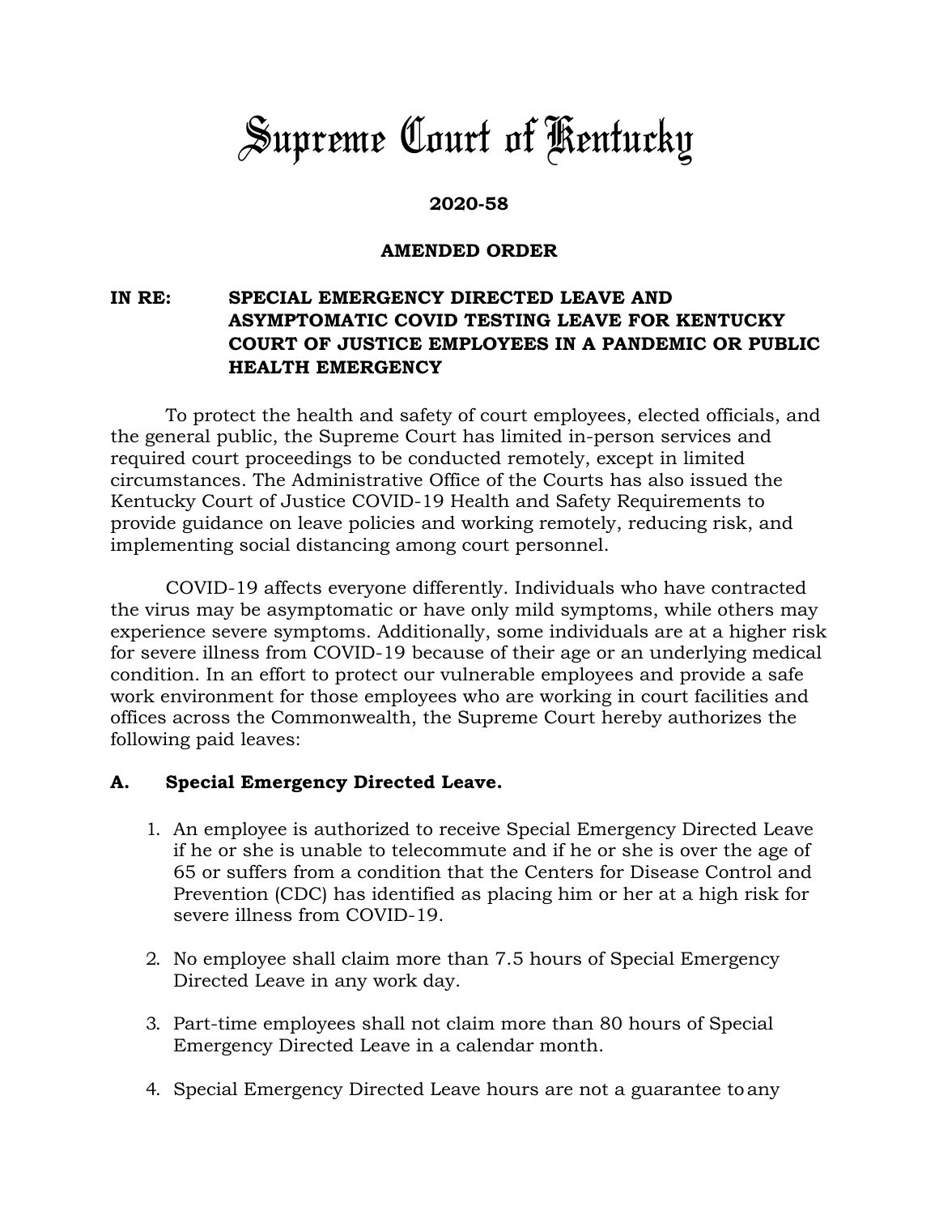# Supreme Court of Kentucky

**2020-58**

**AMENDED ORDER**

**IN RE: SPECIAL EMERGENCY DIRECTED LEAVE AND ASYMPTOMATIC COVID TESTING LEAVE FOR KENTUCKY COURT OF JUSTICE EMPLOYEES IN A PANDEMIC OR PUBLIC HEALTH EMERGENCY**

To protect the health and safety of court employees, elected officials, and the general public, the Supreme Court has limited in-person services and required court proceedings to be conducted remotely, except in limited circumstances. The Administrative Office of the Courts has also issued the Kentucky Court of Justice COVID-19 Health and Safety Requirements to provide guidance on leave policies and working remotely, reducing risk, and implementing social distancing among court personnel.

COVID-19 affects everyone differently. Individuals who have contracted the virus may be asymptomatic or have only mild symptoms, while others may experience severe symptoms. Additionally, some individuals are at a higher risk for severe illness from COVID-19 because of their age or an underlying medical condition. In an effort to protect our vulnerable employees and provide a safe work environment for those employees who are working in court facilities and offices across the Commonwealth, the Supreme Court hereby authorizes the following paid leaves:

## A. Special Emergency Directed Leave.

1. An employee is authorized to receive Special Emergency Directed Leave if he or she is unable to telecommute and if he or she is over the age of 65 or suffers from a condition that the Centers for Disease Control and Prevention (CDC) has identified as placing him or her at a high risk for severe illness from COVID-19.

2. No employee shall claim more than 7.5 hours of Special Emergency Directed Leave in any work day.

3. Part-time employees shall not claim more than 80 hours of Special Emergency Directed Leave in a calendar month.

4. Special Emergency Directed Leave hours are not a guarantee to any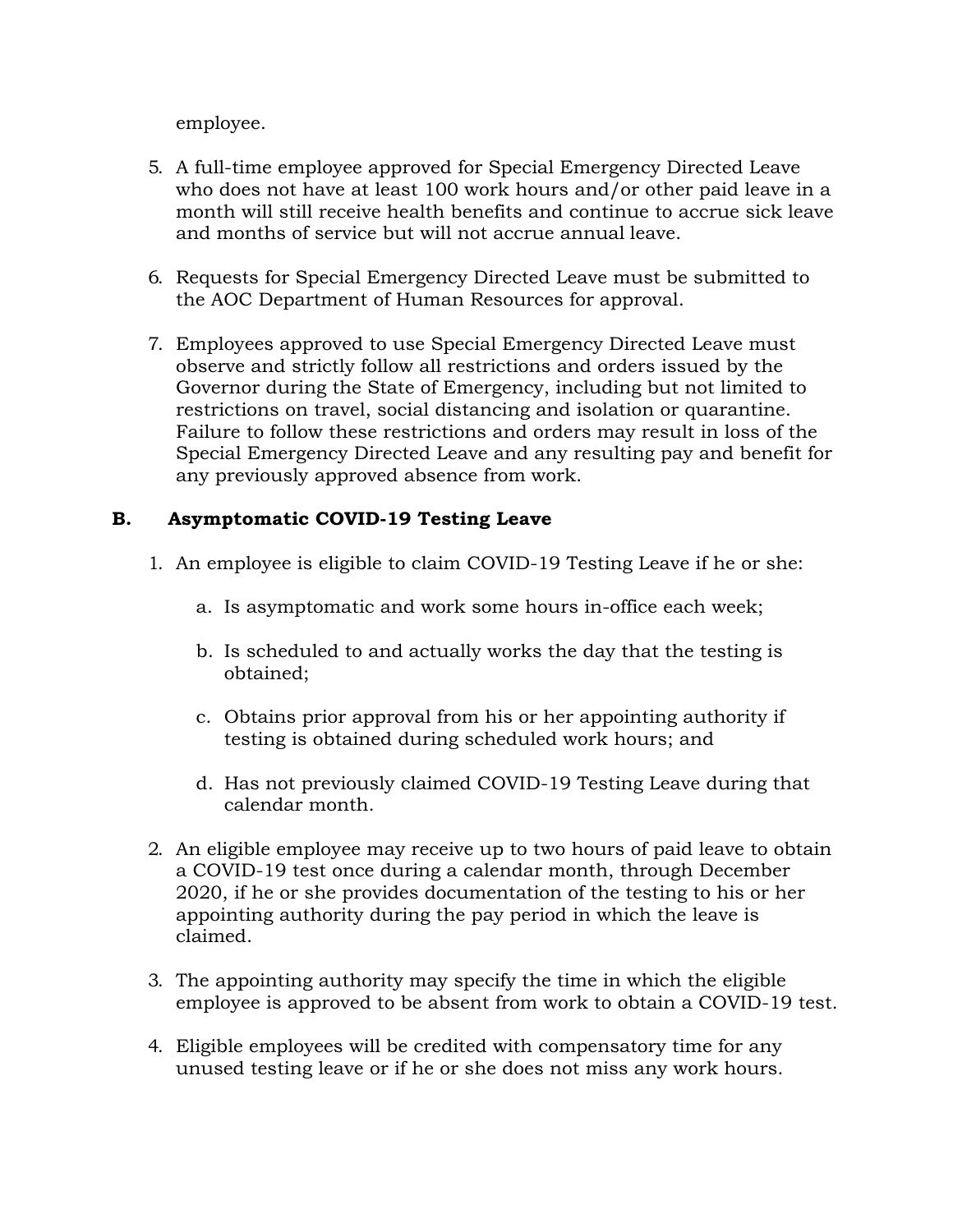employee.

5. A full-time employee approved for Special Emergency Directed Leave who does not have at least 100 work hours and/or other paid leave in a month will still receive health benefits and continue to accrue sick leave and months of service but will not accrue annual leave.

6. Requests for Special Emergency Directed Leave must be submitted to the AOC Department of Human Resources for approval.

7. Employees approved to use Special Emergency Directed Leave must observe and strictly follow all restrictions and orders issued by the Governor during the State of Emergency, including but not limited to restrictions on travel, social distancing and isolation or quarantine. Failure to follow these restrictions and orders may result in loss of the Special Emergency Directed Leave and any resulting pay and benefit for any previously approved absence from work.

**B. Asymptomatic COVID-19 Testing Leave**

1. An employee is eligible to claim COVID-19 Testing Leave if he or she:

    a. Is asymptomatic and work some hours in-office each week;

    b. Is scheduled to and actually works the day that the testing is obtained;

    c. Obtains prior approval from his or her appointing authority if testing is obtained during scheduled work hours; and

    d. Has not previously claimed COVID-19 Testing Leave during that calendar month.

2. An eligible employee may receive up to two hours of paid leave to obtain a COVID-19 test once during a calendar month, through December 2020, if he or she provides documentation of the testing to his or her appointing authority during the pay period in which the leave is claimed.

3. The appointing authority may specify the time in which the eligible employee is approved to be absent from work to obtain a COVID-19 test.

4. Eligible employees will be credited with compensatory time for any unused testing leave or if he or she does not miss any work hours.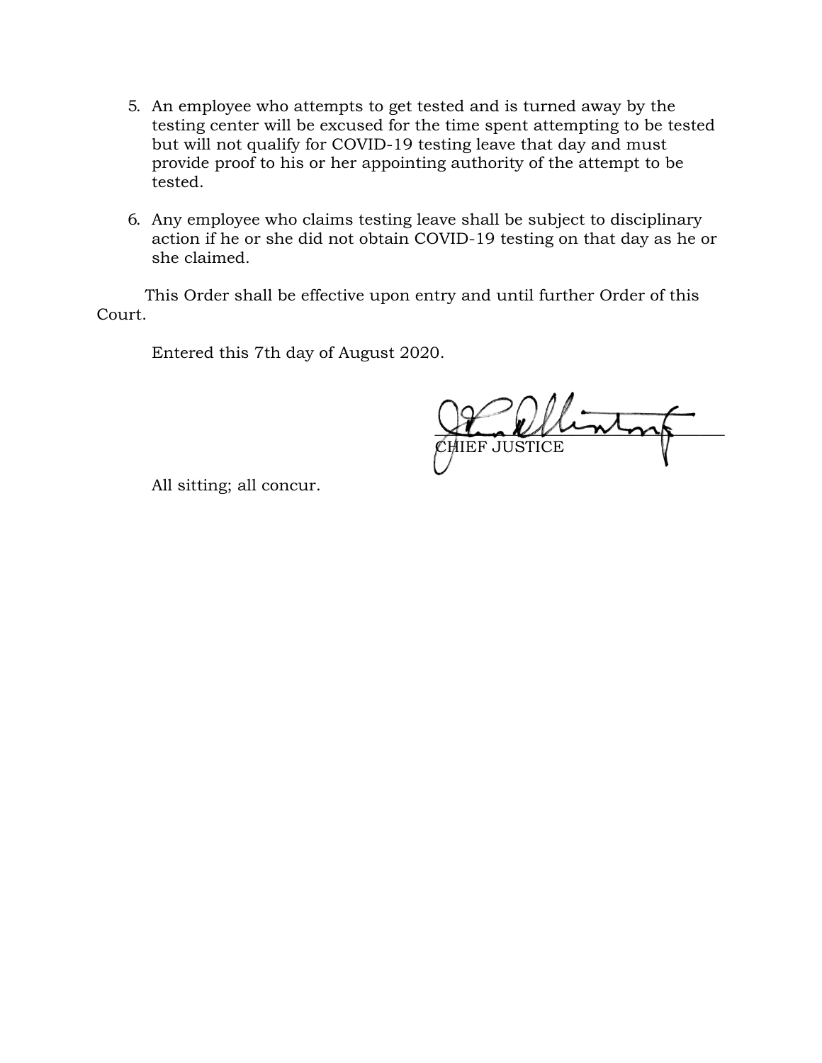5. An employee who attempts to get tested and is turned away by the testing center will be excused for the time spent attempting to be tested but will not qualify for COVID-19 testing leave that day and must provide proof to his or her appointing authority of the attempt to be tested.

6. Any employee who claims testing leave shall be subject to disciplinary action if he or she did not obtain COVID-19 testing on that day as he or she claimed.

This Order shall be effective upon entry and until further Order of this Court.

Entered this 7th day of August 2020.

CHIEF JUSTICE

All sitting; all concur.